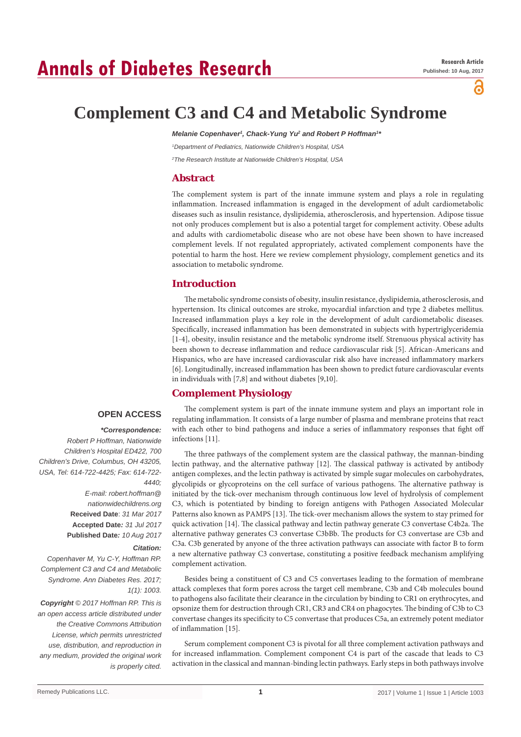# Complement C3 and C4 and Metabolic Syndrome

*Melanie Copenhaver[1], Chack-Yung Yu[2] and Robert P Hoffman[1]**

*[1]Department of Pediatrics, Nationwide Children's Hospital, USA*

*[2]The Research Institute at Nationwide Children's Hospital, USA*

## Abstract

The complement system is part of the innate immune system and plays a role in regulating inflammation. Increased inflammation is engaged in the development of adult cardiometabolic diseases such as insulin resistance, dyslipidemia, atherosclerosis, and hypertension. Adipose tissue not only produces complement but is also a potential target for complement activity. Obese adults and adults with cardiometabolic disease who are not obese have been shown to have increased complement levels. If not regulated appropriately, activated complement components have the potential to harm the host. Here we review complement physiology, complement genetics and its association to metabolic syndrome.

## Introduction

The metabolic syndrome consists of obesity, insulin resistance, dyslipidemia, atherosclerosis, and hypertension. Its clinical outcomes are stroke, myocardial infarction and type 2 diabetes mellitus. Increased inflammation plays a key role in the development of adult cardiometabolic diseases. Specifically, increased inflammation has been demonstrated in subjects with hypertriglyceridemia [1-4], obesity, insulin resistance and the metabolic syndrome itself. Strenuous physical activity has been shown to decrease inflammation and reduce cardiovascular risk [5]. African-Americans and Hispanics, who are have increased cardiovascular risk also have increased inflammatory markers [6]. Longitudinally, increased inflammation has been shown to predict future cardiovascular events in individuals with [7,8] and without diabetes [9,10].

## Complement Physiology

The complement system is part of the innate immune system and plays an important role in regulating inflammation. It consists of a large number of plasma and membrane proteins that react with each other to bind pathogens and induce a series of inflammatory responses that fight off infections [11].

The three pathways of the complement system are the classical pathway, the mannan-binding lectin pathway, and the alternative pathway [12]. The classical pathway is activated by antibody antigen complexes, and the lectin pathway is activated by simple sugar molecules on carbohydrates, glycolipids or glycoproteins on the cell surface of various pathogens. The alternative pathway is initiated by the tick-over mechanism through continuous low level of hydrolysis of complement C3, which is potentiated by binding to foreign antigens with Pathogen Associated Molecular Patterns also known as PAMPS [13]. The tick-over mechanism allows the system to stay primed for quick activation [14]. The classical pathway and lectin pathway generate C3 convertase C4b2a. The alternative pathway generates C3 convertase C3bBb. The products for C3 convertase are C3b and C3a. C3b generated by anyone of the three activation pathways can associate with factor B to form a new alternative pathway C3 convertase, constituting a positive feedback mechanism amplifying complement activation.

Besides being a constituent of C3 and C5 convertases leading to the formation of membrane attack complexes that form pores across the target cell membrane, C3b and C4b molecules bound to pathogens also facilitate their clearance in the circulation by binding to CR1 on erythrocytes, and opsonize them for destruction through CR1, CR3 and CR4 on phagocytes. The binding of C3b to C3 convertase changes its specificity to C5 convertase that produces C5a, an extremely potent mediator of inflammation [15].

Serum complement component C3 is pivotal for all three complement activation pathways and for increased inflammation. Complement component C4 is part of the cascade that leads to C3 activation in the classical and mannan-binding lectin pathways. Early steps in both pathways involve

**OPEN ACCESS**

***Correspondence:***

*Robert P Hoffman, Nationwide Children's Hospital ED422, 700 Children's Drive, Columbus, OH 43205, USA, Tel: 614-722-4425; Fax: 614-722-4440;*

*E-mail: robert.hoffman@nationwidechildrens.org*

**Received Date**: *31 Mar 2017*

**Accepted Date***: 31 Jul 2017*

**Published Date***: 10 Aug 2017*

***Citation:***

*Copenhaver M, Yu C-Y, Hoffman RP. Complement C3 and C4 and Metabolic Syndrome. Ann Diabetes Res. 2017; 1(1): 1003.*

***Copyright** © 2017 Hoffman RP. This is an open access article distributed under the Creative Commons Attribution License, which permits unrestricted use, distribution, and reproduction in any medium, provided the original work is properly cited.*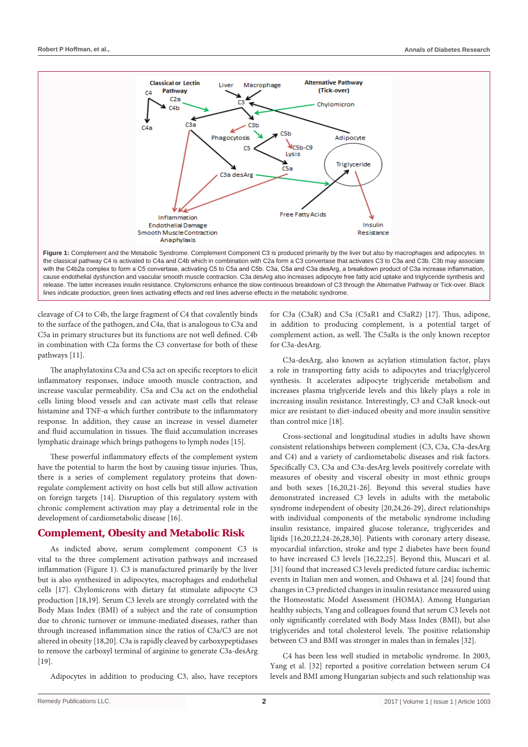**Figure 1:** Complement and the Metabolic Syndrome. Complement Component C3 is produced primarily by the liver but also by macrophages and adipocytes. In the classical pathway C4 is activated to C4a and C4b which in combination with C2a form a C3 convertase that activates C3 to C3a and C3b. C3b may associate with the C4b2a complex to form a C5 convertase, activating C5 to C5a and C5b. C3a, C5a and C3a desArg, a breakdown product of C3a increase inflammation, cause endothelial dysfunction and vascular smooth muscle contraction. C3a desArg also increases adipocyte free fatty acid uptake and triglyceride synthesis and release. The latter increases insulin resistance. Chylomicrons enhance the slow continuous breakdown of C3 through the Alternative Pathway or Tick-over. Black lines indicate production, green lines activating effects and red lines adverse effects in the metabolic syndrome.

cleavage of C4 to C4b, the large fragment of C4 that covalently binds to the surface of the pathogen, and C4a, that is analogous to C3a and C5a in primary structures but its functions are not well defined. C4b in combination with C2a forms the C3 convertase for both of these pathways [11].

The anaphylatoxins C3a and C5a act on specific receptors to elicit inflammatory responses, induce smooth muscle contraction, and increase vascular permeability. C5a and C3a act on the endothelial cells lining blood vessels and can activate mast cells that release histamine and TNF-α which further contribute to the inflammatory response. In addition, they cause an increase in vessel diameter and fluid accumulation in tissues. The fluid accumulation increases lymphatic drainage which brings pathogens to lymph nodes [15].

These powerful inflammatory effects of the complement system have the potential to harm the host by causing tissue injuries. Thus, there is a series of complement regulatory proteins that down-regulate complement activity on host cells but still allow activation on foreign targets [14]. Disruption of this regulatory system with chronic complement activation may play a detrimental role in the development of cardiometabolic disease [16].

## Complement, Obesity and Metabolic Risk

As indicted above, serum complement component C3 is vital to the three complement activation pathways and increased inflammation (Figure 1). C3 is manufactured primarily by the liver but is also synthesized in adipocytes, macrophages and endothelial cells [17]. Chylomicrons with dietary fat stimulate adipocyte C3 production [18,19]. Serum C3 levels are strongly correlated with the Body Mass Index (BMI) of a subject and the rate of consumption due to chronic turnover or immune-mediated diseases, rather than through increased inflammation since the ratios of C3a/C3 are not altered in obesity [18,20]. C3a is rapidly cleaved by carboxypeptidases to remove the carboxyl terminal of arginine to generate C3a-desArg [19].

Adipocytes in addition to producing C3, also, have receptors for C3a (C3aR) and C5a (C5aR1 and C5aR2) [17]. Thus, adipose, in addition to producing complement, is a potential target of complement action, as well. The C5aRs is the only known receptor for C3a-desArg.

C3a-desArg, also known as acylation stimulation factor, plays a role in transporting fatty acids to adipocytes and triacylglycerol synthesis. It accelerates adipocyte triglyceride metabolism and increases plasma triglyceride levels and this likely plays a role in increasing insulin resistance. Interestingly, C3 and C3aR knock-out mice are resistant to diet-induced obesity and more insulin sensitive than control mice [18].

Cross-sectional and longitudinal studies in adults have shown consistent relationships between complement (C3, C3a, C3a-desArg and C4) and a variety of cardiometabolic diseases and risk factors. Specifically C3, C3a and C3a-desArg levels positively correlate with measures of obesity and visceral obesity in most ethnic groups and both sexes [16,20,21-26]. Beyond this several studies have demonstrated increased C3 levels in adults with the metabolic syndrome independent of obesity [20,24,26-29], direct relationships with individual components of the metabolic syndrome including insulin resistance, impaired glucose tolerance, triglycerides and lipids [16,20,22,24-26,28,30]. Patients with coronary artery disease, myocardial infarction, stroke and type 2 diabetes have been found to have increased C3 levels [16,22,25]. Beyond this, Muscari et al. [31] found that increased C3 levels predicted future cardiac ischemic events in Italian men and women, and Oshawa et al. [24] found that changes in C3 predicted changes in insulin resistance measured using the Homeostatic Model Assessment (HOMA). Among Hungarian healthy subjects, Yang and colleagues found that serum C3 levels not only significantly correlated with Body Mass Index (BMI), but also triglycerides and total cholesterol levels. The positive relationship between C3 and BMI was stronger in males than in females [32].

C4 has been less well studied in metabolic syndrome. In 2003, Yang et al. [32] reported a positive correlation between serum C4 levels and BMI among Hungarian subjects and such relationship was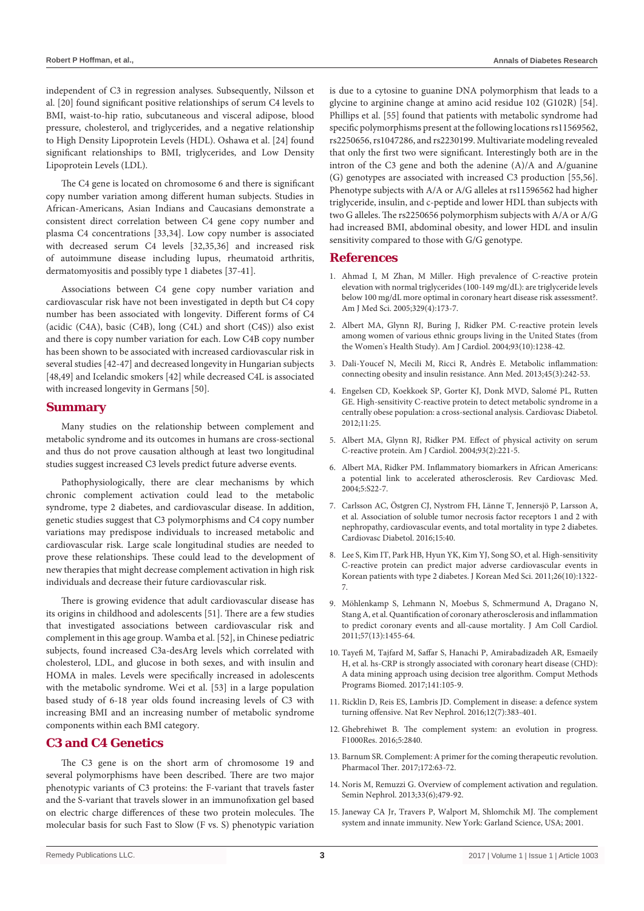independent of C3 in regression analyses. Subsequently, Nilsson et al. [20] found significant positive relationships of serum C4 levels to BMI, waist-to-hip ratio, subcutaneous and visceral adipose, blood pressure, cholesterol, and triglycerides, and a negative relationship to High Density Lipoprotein Levels (HDL). Oshawa et al. [24] found significant relationships to BMI, triglycerides, and Low Density Lipoprotein Levels (LDL).

The C4 gene is located on chromosome 6 and there is significant copy number variation among different human subjects. Studies in African-Americans, Asian Indians and Caucasians demonstrate a consistent direct correlation between C4 gene copy number and plasma C4 concentrations [33,34]. Low copy number is associated with decreased serum C4 levels [32,35,36] and increased risk of autoimmune disease including lupus, rheumatoid arthritis, dermatomyositis and possibly type 1 diabetes [37-41].

Associations between C4 gene copy number variation and cardiovascular risk have not been investigated in depth but C4 copy number has been associated with longevity. Different forms of C4 (acidic (C4A), basic (C4B), long (C4L) and short (C4S)) also exist and there is copy number variation for each. Low C4B copy number has been shown to be associated with increased cardiovascular risk in several studies [42-47] and decreased longevity in Hungarian subjects [48,49] and Icelandic smokers [42] while decreased C4L is associated with increased longevity in Germans [50].

## Summary

Many studies on the relationship between complement and metabolic syndrome and its outcomes in humans are cross-sectional and thus do not prove causation although at least two longitudinal studies suggest increased C3 levels predict future adverse events.

Pathophysiologically, there are clear mechanisms by which chronic complement activation could lead to the metabolic syndrome, type 2 diabetes, and cardiovascular disease. In addition, genetic studies suggest that C3 polymorphisms and C4 copy number variations may predispose individuals to increased metabolic and cardiovascular risk. Large scale longitudinal studies are needed to prove these relationships. These could lead to the development of new therapies that might decrease complement activation in high risk individuals and decrease their future cardiovascular risk.

There is growing evidence that adult cardiovascular disease has its origins in childhood and adolescents [51]. There are a few studies that investigated associations between cardiovascular risk and complement in this age group. Wamba et al. [52], in Chinese pediatric subjects, found increased C3a-desArg levels which correlated with cholesterol, LDL, and glucose in both sexes, and with insulin and HOMA in males. Levels were specifically increased in adolescents with the metabolic syndrome. Wei et al. [53] in a large population based study of 6-18 year olds found increasing levels of C3 with increasing BMI and an increasing number of metabolic syndrome components within each BMI category.

## C3 and C4 Genetics

The C3 gene is on the short arm of chromosome 19 and several polymorphisms have been described. There are two major phenotypic variants of C3 proteins: the F-variant that travels faster and the S-variant that travels slower in an immunofixation gel based on electric charge differences of these two protein molecules. The molecular basis for such Fast to Slow (F vs. S) phenotypic variation is due to a cytosine to guanine DNA polymorphism that leads to a glycine to arginine change at amino acid residue 102 (G102R) [54]. Phillips et al. [55] found that patients with metabolic syndrome had specific polymorphisms present at the following locations rs11569562, rs2250656, rs1047286, and rs2230199. Multivariate modeling revealed that only the first two were significant. Interestingly both are in the intron of the C3 gene and both the adenine (A)/A and A/guanine (G) genotypes are associated with increased C3 production [55,56]. Phenotype subjects with A/A or A/G alleles at rs11596562 had higher triglyceride, insulin, and c-peptide and lower HDL than subjects with two G alleles. The rs2250656 polymorphism subjects with A/A or A/G had increased BMI, abdominal obesity, and lower HDL and insulin sensitivity compared to those with G/G genotype.

## References

1. Ahmad I, M Zhan, M Miller. High prevalence of C-reactive protein elevation with normal triglycerides (100-149 mg/dL): are triglyceride levels below 100 mg/dL more optimal in coronary heart disease risk assessment?. Am J Med Sci. 2005;329(4):173-7.
2. Albert MA, Glynn RJ, Buring J, Ridker PM. C-reactive protein levels among women of various ethnic groups living in the United States (from the Women's Health Study). Am J Cardiol. 2004;93(10):1238-42.
3. Dali-Youcef N, Mecili M, Ricci R, Andrès E. Metabolic inflammation: connecting obesity and insulin resistance. Ann Med. 2013;45(3):242-53.
4. Engelsen CD, Koekkoek SP, Gorter KJ, Donk MVD, Salomé PL, Rutten GE. High-sensitivity C-reactive protein to detect metabolic syndrome in a centrally obese population: a cross-sectional analysis. Cardiovasc Diabetol. 2012;11:25.
5. Albert MA, Glynn RJ, Ridker PM. Effect of physical activity on serum C-reactive protein. Am J Cardiol. 2004;93(2):221-5.
6. Albert MA, Ridker PM. Inflammatory biomarkers in African Americans: a potential link to accelerated atherosclerosis. Rev Cardiovasc Med. 2004;5:S22-7.
7. Carlsson AC, Östgren CJ, Nystrom FH, Länne T, Jennersjö P, Larsson A, et al. Association of soluble tumor necrosis factor receptors 1 and 2 with nephropathy, cardiovascular events, and total mortality in type 2 diabetes. Cardiovasc Diabetol. 2016;15:40.
8. Lee S, Kim IT, Park HB, Hyun YK, Kim YJ, Song SO, et al. High-sensitivity C-reactive protein can predict major adverse cardiovascular events in Korean patients with type 2 diabetes. J Korean Med Sci. 2011;26(10):1322-7.
9. Möhlenkamp S, Lehmann N, Moebus S, Schmermund A, Dragano N, Stang A, et al. Quantification of coronary atherosclerosis and inflammation to predict coronary events and all-cause mortality. J Am Coll Cardiol. 2011;57(13):1455-64.
10. Tayefi M, Tajfard M, Saffar S, Hanachi P, Amirabadizadeh AR, Esmaeily H, et al. hs-CRP is strongly associated with coronary heart disease (CHD): A data mining approach using decision tree algorithm. Comput Methods Programs Biomed. 2017;141:105-9.
11. Ricklin D, Reis ES, Lambris JD. Complement in disease: a defence system turning offensive. Nat Rev Nephrol. 2016;12(7):383-401.
12. Ghebrehiwet B. The complement system: an evolution in progress. F1000Res. 2016;5:2840.
13. Barnum SR. Complement: A primer for the coming therapeutic revolution. Pharmacol Ther. 2017;172:63-72.
14. Noris M, Remuzzi G. Overview of complement activation and regulation. Semin Nephrol. 2013;33(6);479-92.
15. Janeway CA Jr, Travers P, Walport M, Shlomchik MJ. The complement system and innate immunity. New York: Garland Science, USA; 2001.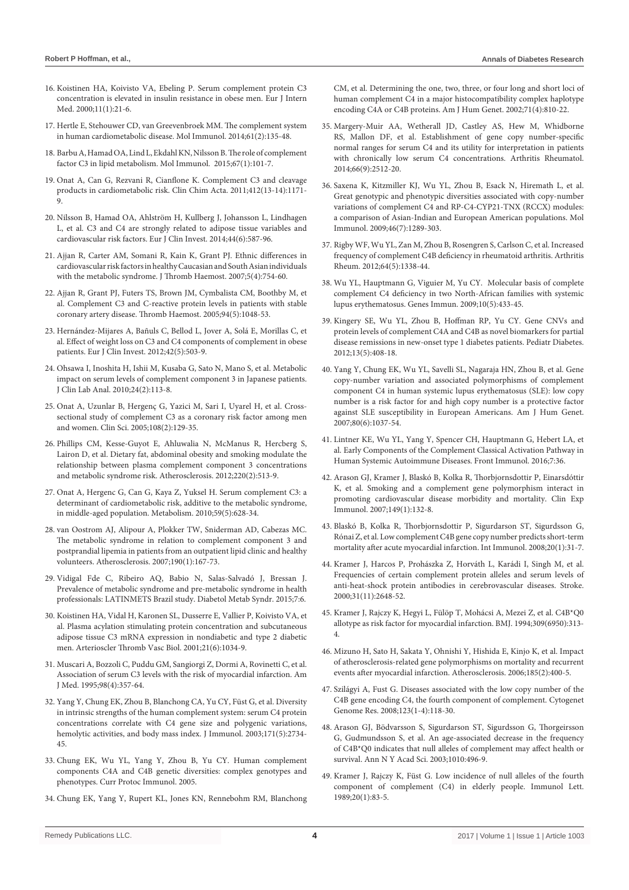16. Koistinen HA, Koivisto VA, Ebeling P. Serum complement protein C3 concentration is elevated in insulin resistance in obese men. Eur J Intern Med. 2000;11(1):21-6.

17. Hertle E, Stehouwer CD, van Greevenbroek MM. The complement system in human cardiometabolic disease. Mol Immunol. 2014;61(2):135-48.

18. Barbu A, Hamad OA, Lind L, Ekdahl KN, Nilsson B. The role of complement factor C3 in lipid metabolism. Mol Immunol. 2015;67(1):101-7.

19. Onat A, Can G, Rezvani R, Cianflone K. Complement C3 and cleavage products in cardiometabolic risk. Clin Chim Acta. 2011;412(13-14):1171-9.

20. Nilsson B, Hamad OA, Ahlström H, Kullberg J, Johansson L, Lindhagen L, et al. C3 and C4 are strongly related to adipose tissue variables and cardiovascular risk factors. Eur J Clin Invest. 2014;44(6):587-96.

21. Ajjan R, Carter AM, Somani R, Kain K, Grant PJ. Ethnic differences in cardiovascular risk factors in healthy Caucasian and South Asian individuals with the metabolic syndrome. J Thromb Haemost. 2007;5(4):754-60.

22. Ajjan R, Grant PJ, Futers TS, Brown JM, Cymbalista CM, Boothby M, et al. Complement C3 and C-reactive protein levels in patients with stable coronary artery disease. Thromb Haemost. 2005;94(5):1048-53.

23. Hernández-Mijares A, Bañuls C, Bellod L, Jover A, Solá E, Morillas C, et al. Effect of weight loss on C3 and C4 components of complement in obese patients. Eur J Clin Invest. 2012;42(5):503-9.

24. Ohsawa I, Inoshita H, Ishii M, Kusaba G, Sato N, Mano S, et al. Metabolic impact on serum levels of complement component 3 in Japanese patients. J Clin Lab Anal. 2010;24(2):113-8.

25. Onat A, Uzunlar B, Hergenç G, Yazici M, Sari I, Uyarel H, et al. Cross-sectional study of complement C3 as a coronary risk factor among men and women. Clin Sci. 2005;108(2):129-35.

26. Phillips CM, Kesse-Guyot E, Ahluwalia N, McManus R, Hercberg S, Lairon D, et al. Dietary fat, abdominal obesity and smoking modulate the relationship between plasma complement component 3 concentrations and metabolic syndrome risk. Atherosclerosis. 2012;220(2):513-9.

27. Onat A, Hergenc G, Can G, Kaya Z, Yuksel H. Serum complement C3: a determinant of cardiometabolic risk, additive to the metabolic syndrome, in middle-aged population. Metabolism. 2010;59(5):628-34.

28. van Oostrom AJ, Alipour A, Plokker TW, Sniderman AD, Cabezas MC. The metabolic syndrome in relation to complement component 3 and postprandial lipemia in patients from an outpatient lipid clinic and healthy volunteers. Atherosclerosis. 2007;190(1):167-73.

29. Vidigal Fde C, Ribeiro AQ, Babio N, Salas-Salvadó J, Bressan J. Prevalence of metabolic syndrome and pre-metabolic syndrome in health professionals: LATINMETS Brazil study. Diabetol Metab Syndr. 2015;7:6.

30. Koistinen HA, Vidal H, Karonen SL, Dusserre E, Vallier P, Koivisto VA, et al. Plasma acylation stimulating protein concentration and subcutaneous adipose tissue C3 mRNA expression in nondiabetic and type 2 diabetic men. Arterioscler Thromb Vasc Biol. 2001;21(6):1034-9.

31. Muscari A, Bozzoli C, Puddu GM, Sangiorgi Z, Dormi A, Rovinetti C, et al. Association of serum C3 levels with the risk of myocardial infarction. Am J Med. 1995;98(4):357-64.

32. Yang Y, Chung EK, Zhou B, Blanchong CA, Yu CY, Füst G, et al. Diversity in intrinsic strengths of the human complement system: serum C4 protein concentrations correlate with C4 gene size and polygenic variations, hemolytic activities, and body mass index. J Immunol. 2003;171(5):2734-45.

33. Chung EK, Wu YL, Yang Y, Zhou B, Yu CY. Human complement components C4A and C4B genetic diversities: complex genotypes and phenotypes. Curr Protoc Immunol. 2005.

34. Chung EK, Yang Y, Rupert KL, Jones KN, Rennebohm RM, Blanchong CM, et al. Determining the one, two, three, or four long and short loci of human complement C4 in a major histocompatibility complex haplotype encoding C4A or C4B proteins. Am J Hum Genet. 2002;71(4):810-22.

35. Margery-Muir AA, Wetherall JD, Castley AS, Hew M, Whidborne RS, Mallon DF, et al. Establishment of gene copy number-specific normal ranges for serum C4 and its utility for interpretation in patients with chronically low serum C4 concentrations. Arthritis Rheumatol. 2014;66(9):2512-20.

36. Saxena K, Kitzmiller KJ, Wu YL, Zhou B, Esack N, Hiremath L, et al. Great genotypic and phenotypic diversities associated with copy-number variations of complement C4 and RP-C4-CYP21-TNX (RCCX) modules: a comparison of Asian-Indian and European American populations. Mol Immunol. 2009;46(7):1289-303.

37. Rigby WF, Wu YL, Zan M, Zhou B, Rosengren S, Carlson C, et al. Increased frequency of complement C4B deficiency in rheumatoid arthritis. Arthritis Rheum. 2012;64(5):1338-44.

38. Wu YL, Hauptmann G, Viguier M, Yu CY. Molecular basis of complete complement C4 deficiency in two North-African families with systemic lupus erythematosus. Genes Immun. 2009;10(5):433-45.

39. Kingery SE, Wu YL, Zhou B, Hoffman RP, Yu CY. Gene CNVs and protein levels of complement C4A and C4B as novel biomarkers for partial disease remissions in new-onset type 1 diabetes patients. Pediatr Diabetes. 2012;13(5):408-18.

40. Yang Y, Chung EK, Wu YL, Savelli SL, Nagaraja HN, Zhou B, et al. Gene copy-number variation and associated polymorphisms of complement component C4 in human systemic lupus erythematosus (SLE): low copy number is a risk factor for and high copy number is a protective factor against SLE susceptibility in European Americans. Am J Hum Genet. 2007;80(6):1037-54.

41. Lintner KE, Wu YL, Yang Y, Spencer CH, Hauptmann G, Hebert LA, et al. Early Components of the Complement Classical Activation Pathway in Human Systemic Autoimmune Diseases. Front Immunol. 2016;7:36.

42. Arason GJ, Kramer J, Blaskó B, Kolka R, Thorbjornsdottir P, Einarsdóttir K, et al. Smoking and a complement gene polymorphism interact in promoting cardiovascular disease morbidity and mortality. Clin Exp Immunol. 2007;149(1):132-8.

43. Blaskó B, Kolka R, Thorbjornsdottir P, Sigurdarson ST, Sigurdsson G, Rónai Z, et al. Low complement C4B gene copy number predicts short-term mortality after acute myocardial infarction. Int Immunol. 2008;20(1):31-7.

44. Kramer J, Harcos P, Prohászka Z, Horváth L, Karádi I, Singh M, et al. Frequencies of certain complement protein alleles and serum levels of anti-heat-shock protein antibodies in cerebrovascular diseases. Stroke. 2000;31(11):2648-52.

45. Kramer J, Rajczy K, Hegyi L, Fülöp T, Mohácsi A, Mezei Z, et al. C4B*Q0 allotype as risk factor for myocardial infarction. BMJ. 1994;309(6950):313-4.

46. Mizuno H, Sato H, Sakata Y, Ohnishi Y, Hishida E, Kinjo K, et al. Impact of atherosclerosis-related gene polymorphisms on mortality and recurrent events after myocardial infarction. Atherosclerosis. 2006;185(2):400-5.

47. Szilágyi A, Fust G. Diseases associated with the low copy number of the C4B gene encoding C4, the fourth component of complement. Cytogenet Genome Res. 2008;123(1-4):118-30.

48. Arason GJ, Bödvarsson S, Sigurdarson ST, Sigurdsson G, Thorgeirsson G, Gudmundsson S, et al. An age-associated decrease in the frequency of C4B*Q0 indicates that null alleles of complement may affect health or survival. Ann N Y Acad Sci. 2003;1010:496-9.

49. Kramer J, Rajczy K, Füst G. Low incidence of null alleles of the fourth component of complement (C4) in elderly people. Immunol Lett. 1989;20(1):83-5.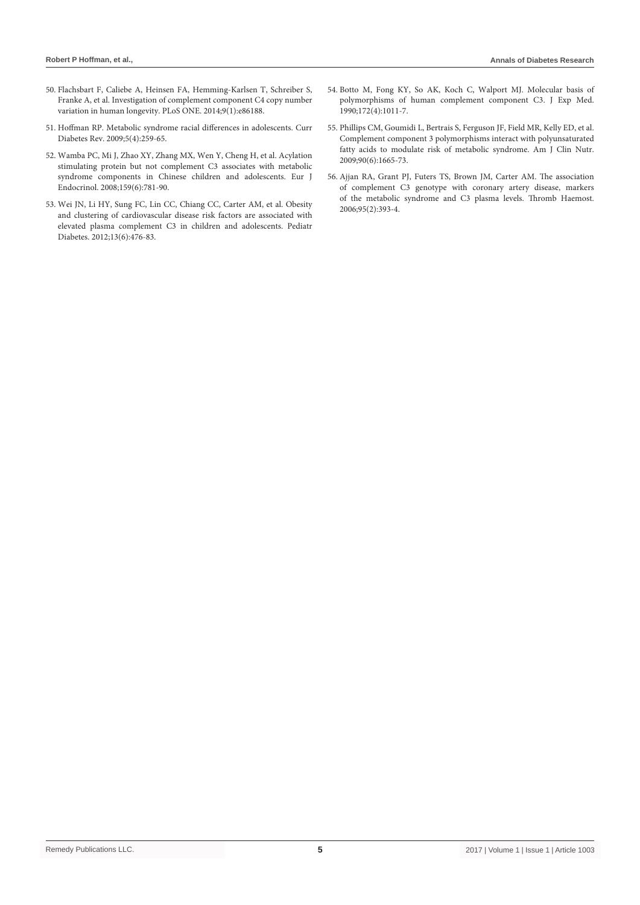50. Flachsbart F, Caliebe A, Heinsen FA, Hemming-Karlsen T, Schreiber S, Franke A, et al. Investigation of complement component C4 copy number variation in human longevity. PLoS ONE. 2014;9(1):e86188.

51. Hoffman RP. Metabolic syndrome racial differences in adolescents. Curr Diabetes Rev. 2009;5(4):259-65.

52. Wamba PC, Mi J, Zhao XY, Zhang MX, Wen Y, Cheng H, et al. Acylation stimulating protein but not complement C3 associates with metabolic syndrome components in Chinese children and adolescents. Eur J Endocrinol. 2008;159(6):781-90.

53. Wei JN, Li HY, Sung FC, Lin CC, Chiang CC, Carter AM, et al. Obesity and clustering of cardiovascular disease risk factors are associated with elevated plasma complement C3 in children and adolescents. Pediatr Diabetes. 2012;13(6):476-83.

54. Botto M, Fong KY, So AK, Koch C, Walport MJ. Molecular basis of polymorphisms of human complement component C3. J Exp Med. 1990;172(4):1011-7.

55. Phillips CM, Goumidi L, Bertrais S, Ferguson JF, Field MR, Kelly ED, et al. Complement component 3 polymorphisms interact with polyunsaturated fatty acids to modulate risk of metabolic syndrome. Am J Clin Nutr. 2009;90(6):1665-73.

56. Ajjan RA, Grant PJ, Futers TS, Brown JM, Carter AM. The association of complement C3 genotype with coronary artery disease, markers of the metabolic syndrome and C3 plasma levels. Thromb Haemost. 2006;95(2):393-4.